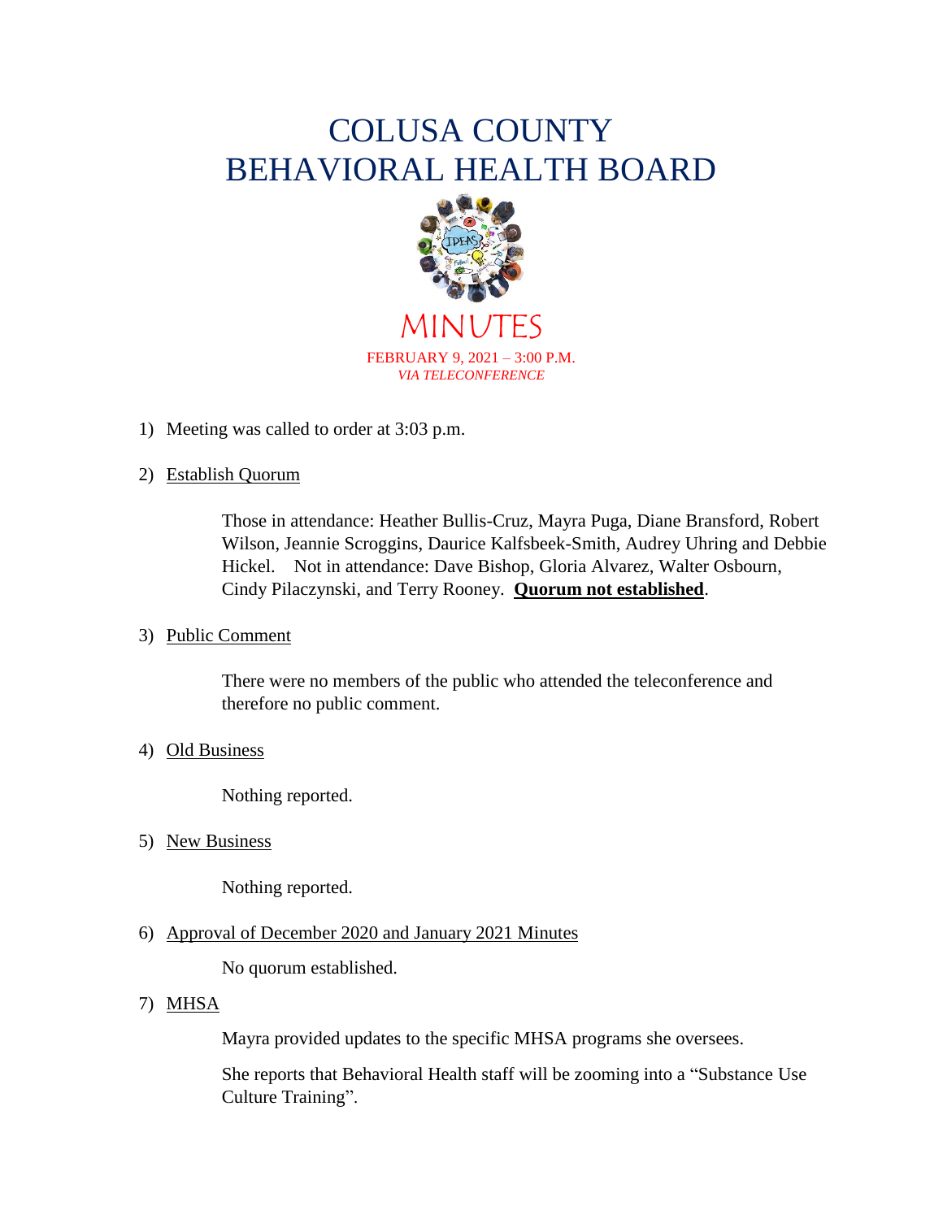# COLUSA COUNTY
# BEHAVIORAL HEALTH BOARD

## MINUTES

FEBRUARY 9, 2021 – 3:00 P.M.
*VIA TELECONFERENCE*

1) Meeting was called to order at 3:03 p.m.

2) Establish Quorum

   Those in attendance: Heather Bullis-Cruz, Mayra Puga, Diane Bransford, Robert Wilson, Jeannie Scroggins, Daurice Kalfsbeek-Smith, Audrey Uhring and Debbie Hickel. Not in attendance: Dave Bishop, Gloria Alvarez, Walter Osbourn, Cindy Pilaczynski, and Terry Rooney. **Quorum not established**.

3) Public Comment

   There were no members of the public who attended the teleconference and therefore no public comment.

4) Old Business

   Nothing reported.

5) New Business

   Nothing reported.

6) Approval of December 2020 and January 2021 Minutes

   No quorum established.

7) MHSA

   Mayra provided updates to the specific MHSA programs she oversees.

   She reports that Behavioral Health staff will be zooming into a "Substance Use Culture Training".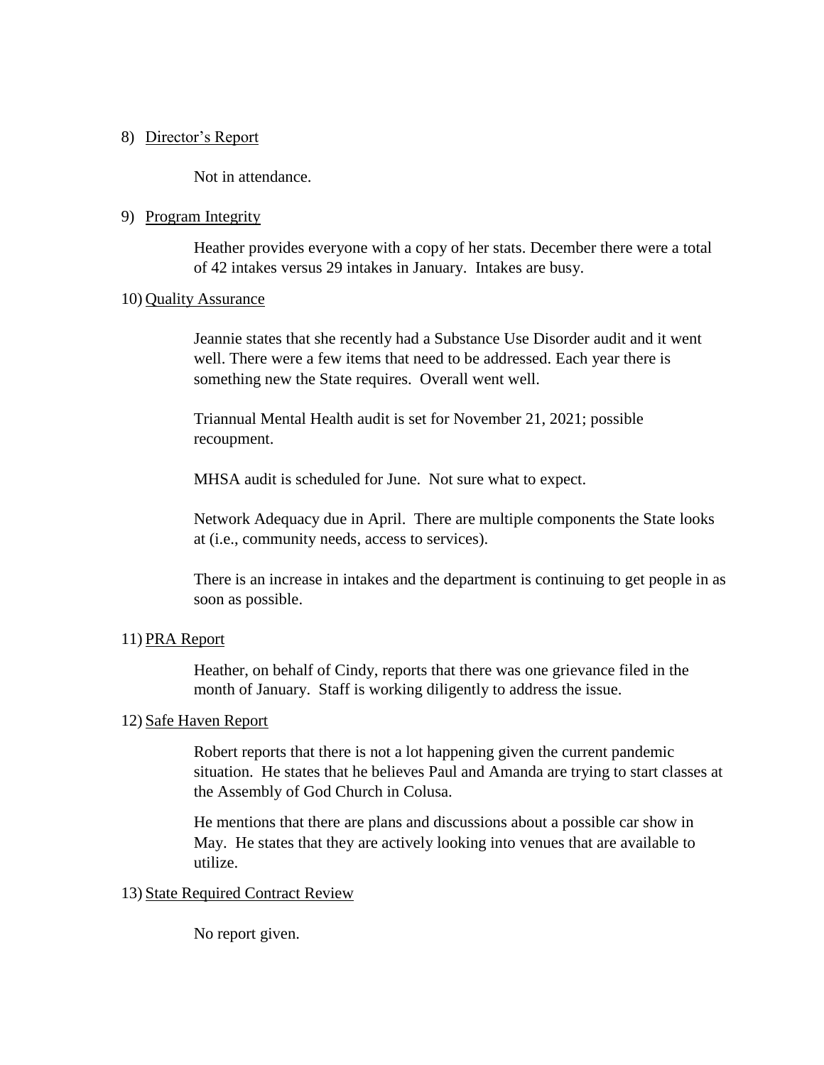8) Director's Report

Not in attendance.

9) Program Integrity

Heather provides everyone with a copy of her stats. December there were a total of 42 intakes versus 29 intakes in January. Intakes are busy.

10) Quality Assurance

Jeannie states that she recently had a Substance Use Disorder audit and it went well. There were a few items that need to be addressed. Each year there is something new the State requires. Overall went well.

Triannual Mental Health audit is set for November 21, 2021; possible recoupment.

MHSA audit is scheduled for June. Not sure what to expect.

Network Adequacy due in April. There are multiple components the State looks at (i.e., community needs, access to services).

There is an increase in intakes and the department is continuing to get people in as soon as possible.

11) PRA Report

Heather, on behalf of Cindy, reports that there was one grievance filed in the month of January. Staff is working diligently to address the issue.

12) Safe Haven Report

Robert reports that there is not a lot happening given the current pandemic situation. He states that he believes Paul and Amanda are trying to start classes at the Assembly of God Church in Colusa.

He mentions that there are plans and discussions about a possible car show in May. He states that they are actively looking into venues that are available to utilize.

13) State Required Contract Review

No report given.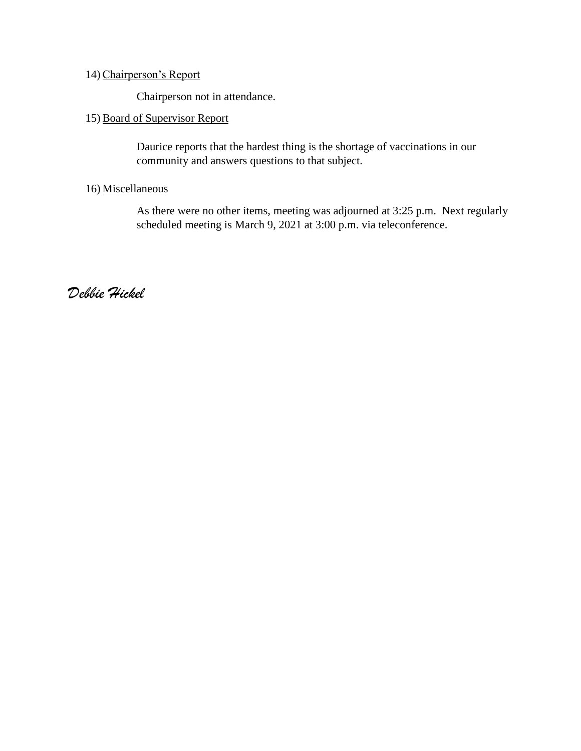14) Chairperson's Report

Chairperson not in attendance.

15) Board of Supervisor Report

Daurice reports that the hardest thing is the shortage of vaccinations in our community and answers questions to that subject.

16) Miscellaneous

As there were no other items, meeting was adjourned at 3:25 p.m. Next regularly scheduled meeting is March 9, 2021 at 3:00 p.m. via teleconference.

*Debbie Hickel*